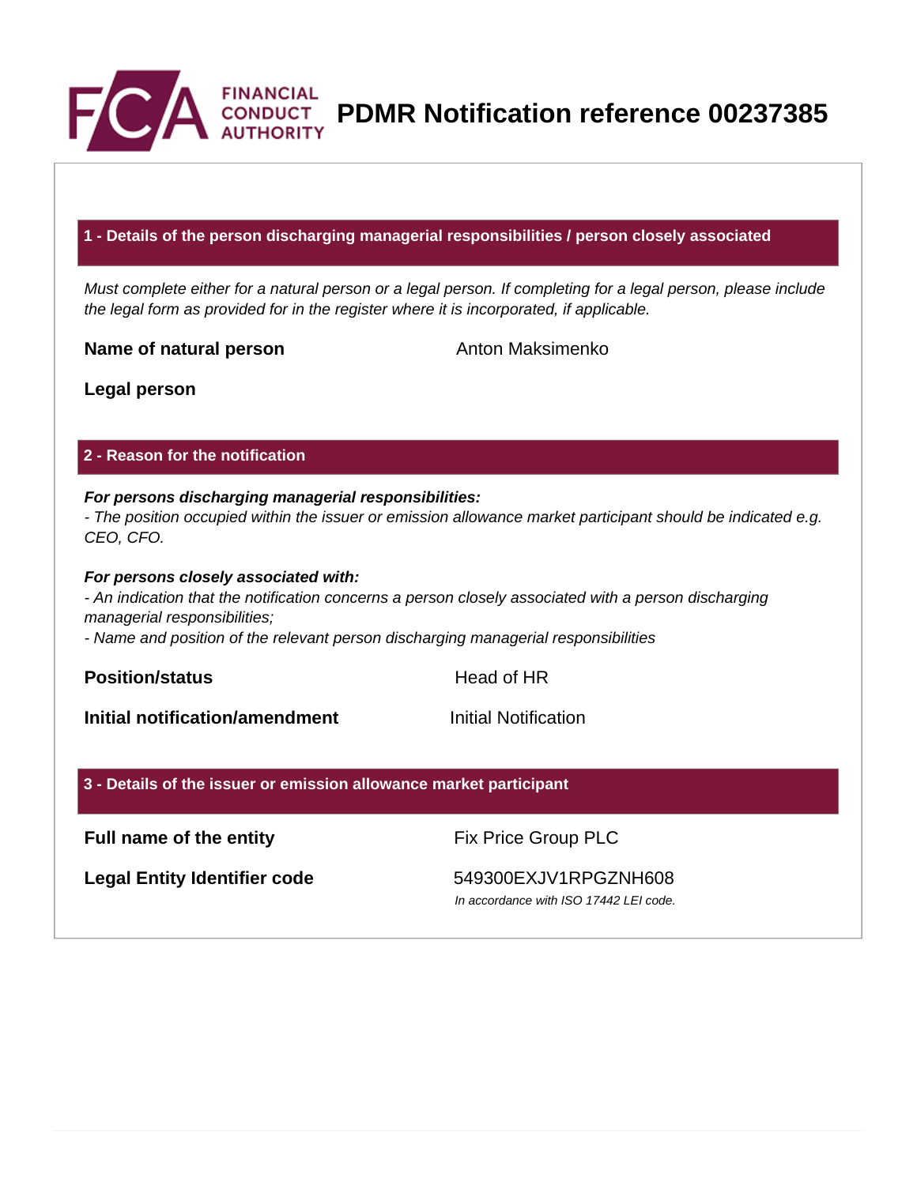# PDMR Notification reference 00237385

## 1 - Details of the person discharging managerial responsibilities / person closely associated

*Must complete either for a natural person or a legal person. If completing for a legal person, please include the legal form as provided for in the register where it is incorporated, if applicable.*

| | |
|---|---|
| **Name of natural person** | Anton Maksimenko |
| **Legal person** | |

## 2 - Reason for the notification

***For persons discharging managerial responsibilities:***
*- The position occupied within the issuer or emission allowance market participant should be indicated e.g. CEO, CFO.*

***For persons closely associated with:***
*- An indication that the notification concerns a person closely associated with a person discharging managerial responsibilities;*
*- Name and position of the relevant person discharging managerial responsibilities*

| | |
|---|---|
| **Position/status** | Head of HR |
| **Initial notification/amendment** | Initial Notification |

## 3 - Details of the issuer or emission allowance market participant

| | |
|---|---|
| **Full name of the entity** | Fix Price Group PLC |
| **Legal Entity Identifier code** | 549300EXJV1RPGZNH608 *In accordance with ISO 17442 LEI code.* |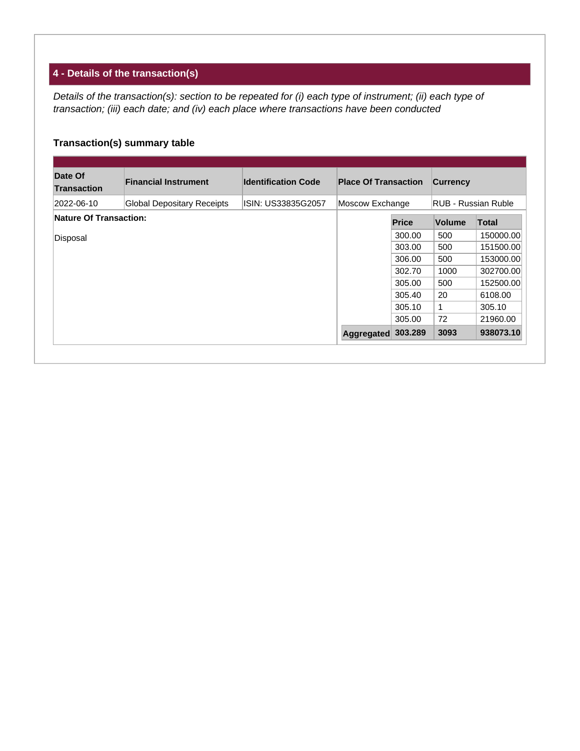## 4 - Details of the transaction(s)

*Details of the transaction(s): section to be repeated for (i) each type of instrument; (ii) each type of transaction; (iii) each date; and (iv) each place where transactions have been conducted*

### Transaction(s) summary table

| Date Of Transaction | Financial Instrument | Identification Code | Place Of Transaction | Currency |
|---|---|---|---|---|
| 2022-06-10 | Global Depositary Receipts | ISIN: US33835G2057 | Moscow Exchange | RUB - Russian Ruble |

**Nature Of Transaction:**

Disposal

| | Price | Volume | Total |
|---|---|---|---|
| | 300.00 | 500 | 150000.00 |
| | 303.00 | 500 | 151500.00 |
| | 306.00 | 500 | 153000.00 |
| | 302.70 | 1000 | 302700.00 |
| | 305.00 | 500 | 152500.00 |
| | 305.40 | 20 | 6108.00 |
| | 305.10 | 1 | 305.10 |
| | 305.00 | 72 | 21960.00 |
| **Aggregated** | **303.289** | **3093** | **938073.10** |